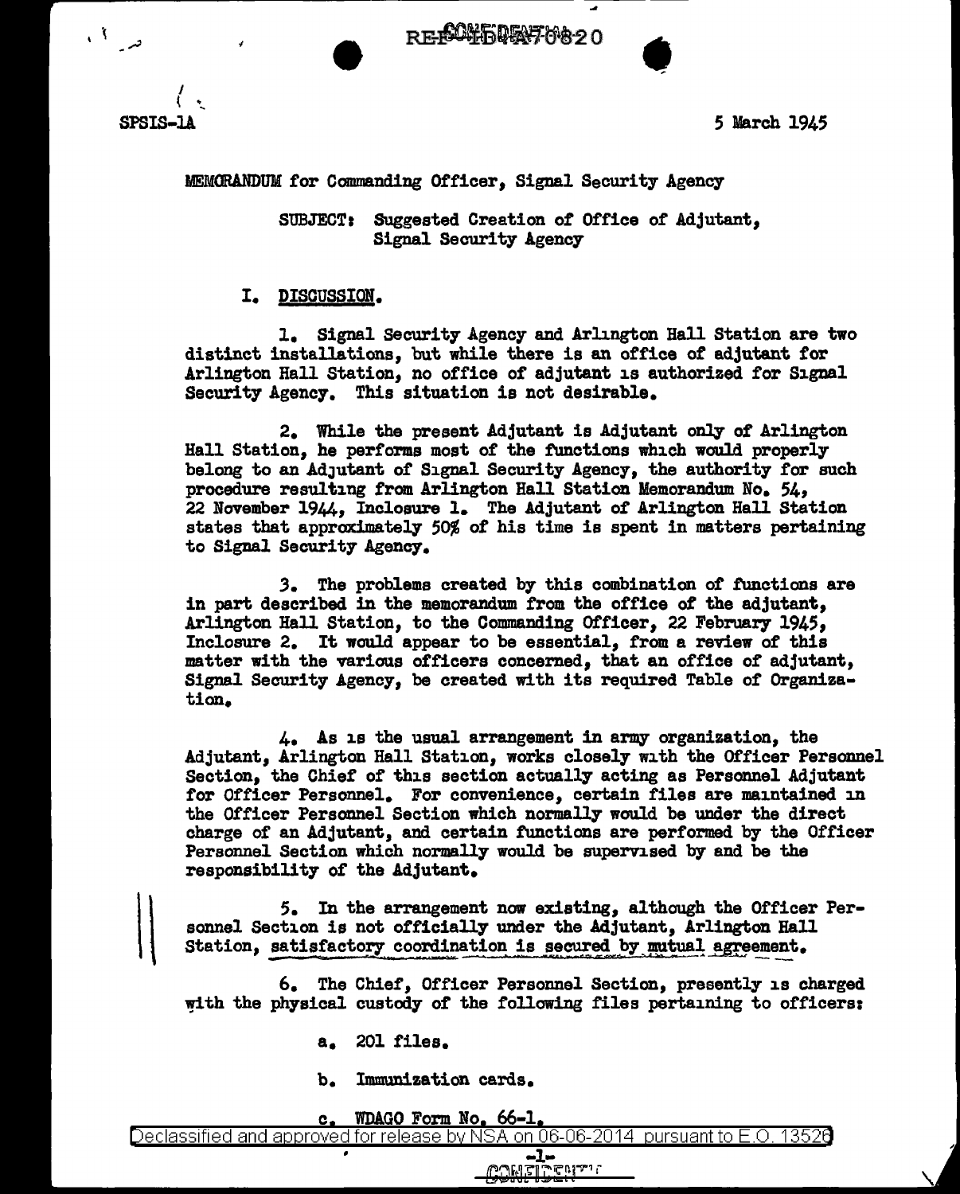SPSIS-1A

5 March 1945

MEMORANDUM for Commanding Officer, Signal Security Agency

SUBJECT: Suggested Creation of Office of Adjutant, Signal Security Agency

## I. DISCUSSION.

1. Signal Security Agency and Arlington Hall Station are two distinct installations, but while there is an office of adjutant for Arlington Hall Station, no office of adjutant is authorized for Signal Security Agency. This situation is not desirable.

2. While the present Adjutant is Adjutant only of Arlington Hall Station, he performs most of the functions which would properly belong to an Adjutant of Signal Security Agency, the authority for such procedure resulting from Arlington Hall Station Memorandum No. 54, 22 November 1944, Inclosure 1. The Adjutant of Arlington Hall Station states that approximately 50% of his time is spent in matters pertaining to Signal Security Agency.

3. The problems created by this combination of functions are in part described in the memorandum from the office of the adjutant, Arlington Hall Station, to the Commanding Officer, 22 February 1945, Inclosure 2. It would appear to be essential, from a review of this matter with the various officers concerned, that an office of adjutant, Signal Security Agency, be created with its required Table of Organization.

4. As is the usual arrangement in army organization, the Adjutant, Arlington Hall Station, works closely with the Officer Personnel Section, the Chief of this section actually acting as Personnel Adjutant for Officer Personnel. For convenience, certain files are maintained in the Officer Personnel Section which normally would be under the direct charge of an Adjutant, and certain functions are performed by the Officer Personnel Section which normally would be supervised by and be the responsibility of the Adjutant.

5. In the arrangement now existing, although the Officer Personnel Section is not officially under the Adjutant, Arlington Hall Station, satisfactory coordination is secured by mutual agreement.

6. The Chief, Officer Personnel Section, presently is charged with the physical custody of the following files pertaining to officers:

a. 201 files.

b. Immunization cards.

c. WDAGO Form No. 66-1.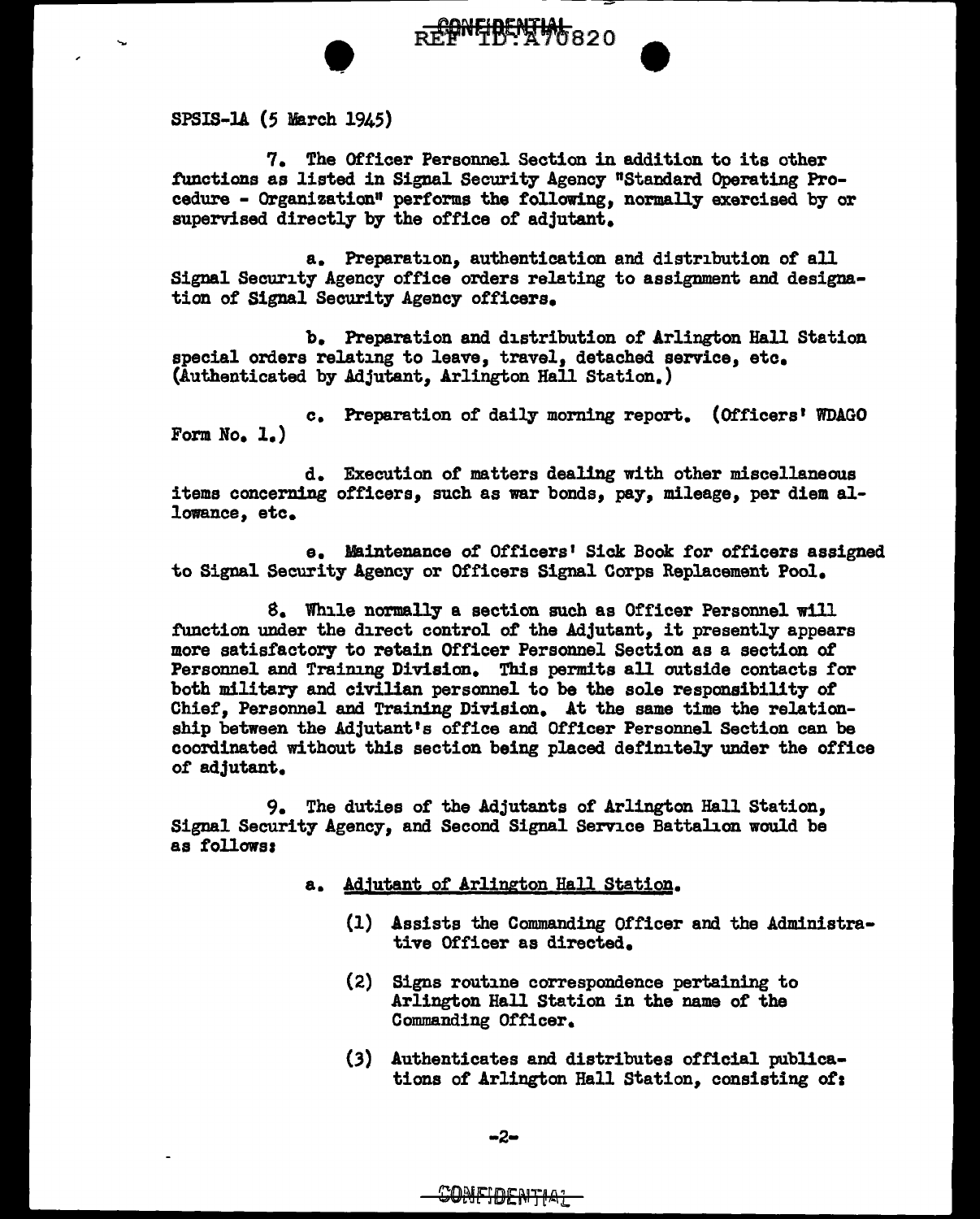SPSIS-1A (5 March 1945)

7. The Officer Personnel Section in addition to its other functions as listed in Signal Security Agency "Standard Operating Procedure - Organization" performs the following, normally exercised by or supervised directly by the office of adjutant.

a. Preparation, authentication and distribution of all Signal Security Agency office orders relating to assignment and designation of Signal Security Agency officers.

b. Preparation and distribution of Arlington Hall Station special orders relating to leave, travel, detached service, etc. (Authenticated by Adjutant, Arlington Hall Station.)

c. Preparation of daily morning report. (Officers' WDAGO Form No. 1.)

d. Execution of matters dealing with other miscellaneous items concerning officers, such as war bonds, pay, mileage, per diem allowance, etc.

e. Maintenance of Officers' Sick Book for officers assigned to Signal Security Agency or Officers Signal Corps Replacement Pool.

8. While normally a section such as Officer Personnel will function under the direct control of the Adjutant, it presently appears more satisfactory to retain Officer Personnel Section as a section of Personnel and Training Division. This permits all outside contacts for both military and civilian personnel to be the sole responsibility of Chief, Personnel and Training Division. At the same time the relationship between the Adjutant's office and Officer Personnel Section can be coordinated without this section being placed definitely under the office of adjutant.

9. The duties of the Adjutants of Arlington Hall Station, Signal Security Agency, and Second Signal Service Battalion would be as follows:

a. Adjutant of Arlington Hall Station.

(1) Assists the Commanding Officer and the Administrative Officer as directed.

(2) Signs routine correspondence pertaining to Arlington Hall Station in the name of the Commanding Officer.

(3) Authenticates and distributes official publications of Arlington Hall Station, consisting of: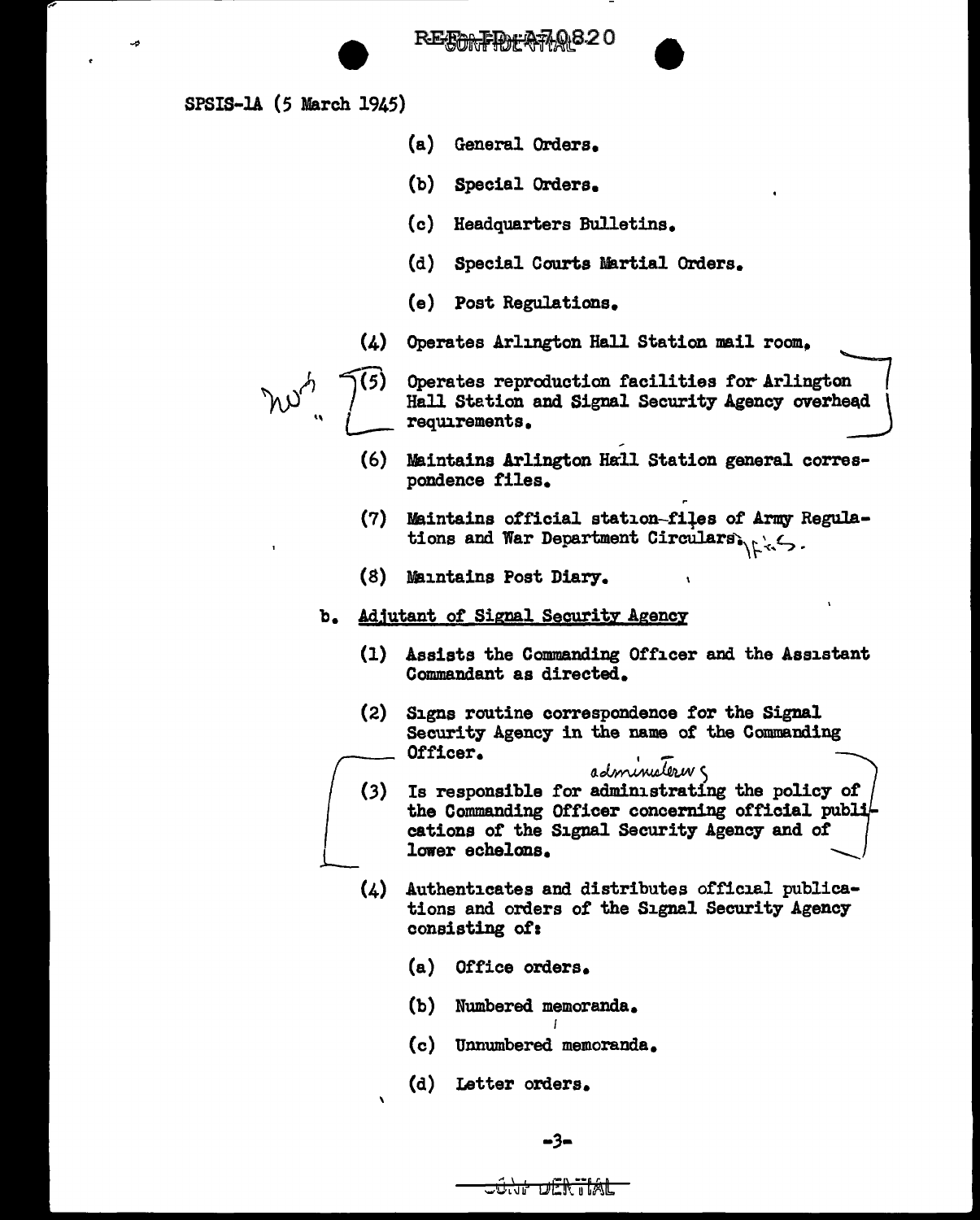SPSIS-1A (5 March 1945)

(a) General Orders.

(b) Special Orders.

(c) Headquarters Bulletins.

(d) Special Courts Martial Orders.

(e) Post Regulations.

(4) Operates Arlington Hall Station mail room.

(5) Operates reproduction facilities for Arlington Hall Station and Signal Security Agency overhead requirements.

(6) Maintains Arlington Hall Station general correspondence files.

(7) Maintains official station files of Army Regulations and War Department Circulars.

(8) Maintains Post Diary.

b. Adjutant of Signal Security Agency

(1) Assists the Commanding Officer and the Assistant Commandant as directed.

(2) Signs routine correspondence for the Signal Security Agency in the name of the Commanding Officer.

(3) Is responsible for administrating the policy of the Commanding Officer concerning official publications of the Signal Security Agency and of lower echelons.

(4) Authenticates and distributes official publications and orders of the Signal Security Agency consisting of:

(a) Office orders.

(b) Numbered memoranda.

(c) Unnumbered memoranda.

(d) Letter orders.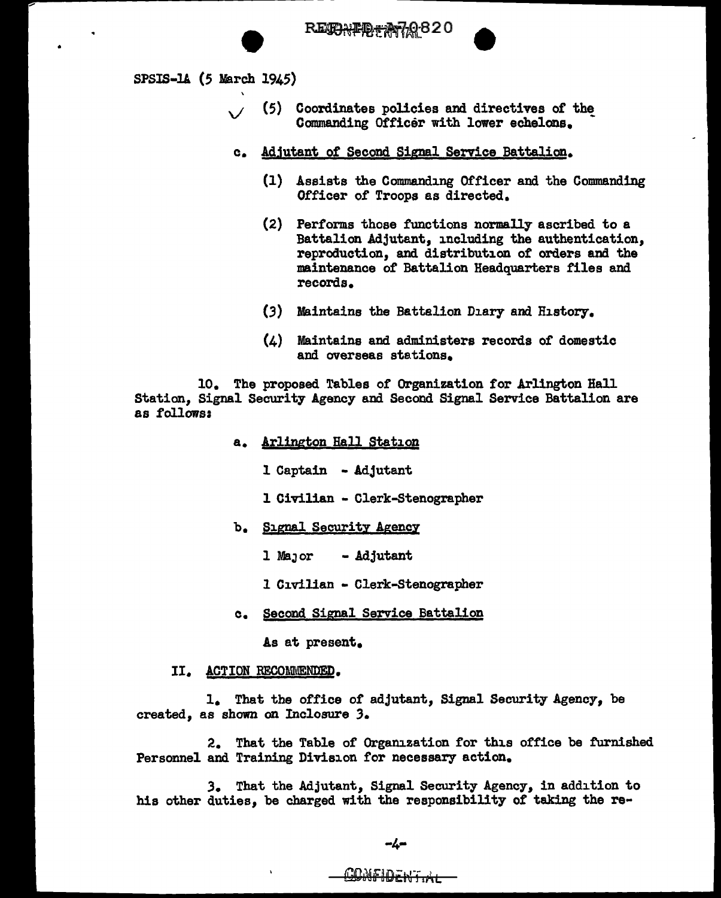SPSIS-1A (5 March 1945)

(5) Coordinates policies and directives of the Commanding Officer with lower echelons.

c. Adjutant of Second Signal Service Battalion.

(1) Assists the Commanding Officer and the Commanding Officer of Troops as directed.

(2) Performs those functions normally ascribed to a Battalion Adjutant, including the authentication, reproduction, and distribution of orders and the maintenance of Battalion Headquarters files and records.

(3) Maintains the Battalion Diary and History.

(4) Maintains and administers records of domestic and overseas stations.

10. The proposed Tables of Organization for Arlington Hall Station, Signal Security Agency and Second Signal Service Battalion are as follows:

a. Arlington Hall Station

1 Captain - Adjutant

1 Civilian - Clerk-Stenographer

b. Signal Security Agency

1 Major - Adjutant

1 Civilian - Clerk-Stenographer

c. Second Signal Service Battalion

As at present.

II. ACTION RECOMMENDED.

1. That the office of adjutant, Signal Security Agency, be created, as shown on Inclosure 3.

2. That the Table of Organization for this office be furnished Personnel and Training Division for necessary action.

3. That the Adjutant, Signal Security Agency, in addition to his other duties, be charged with the responsibility of taking the re-

CONFIDENTIAL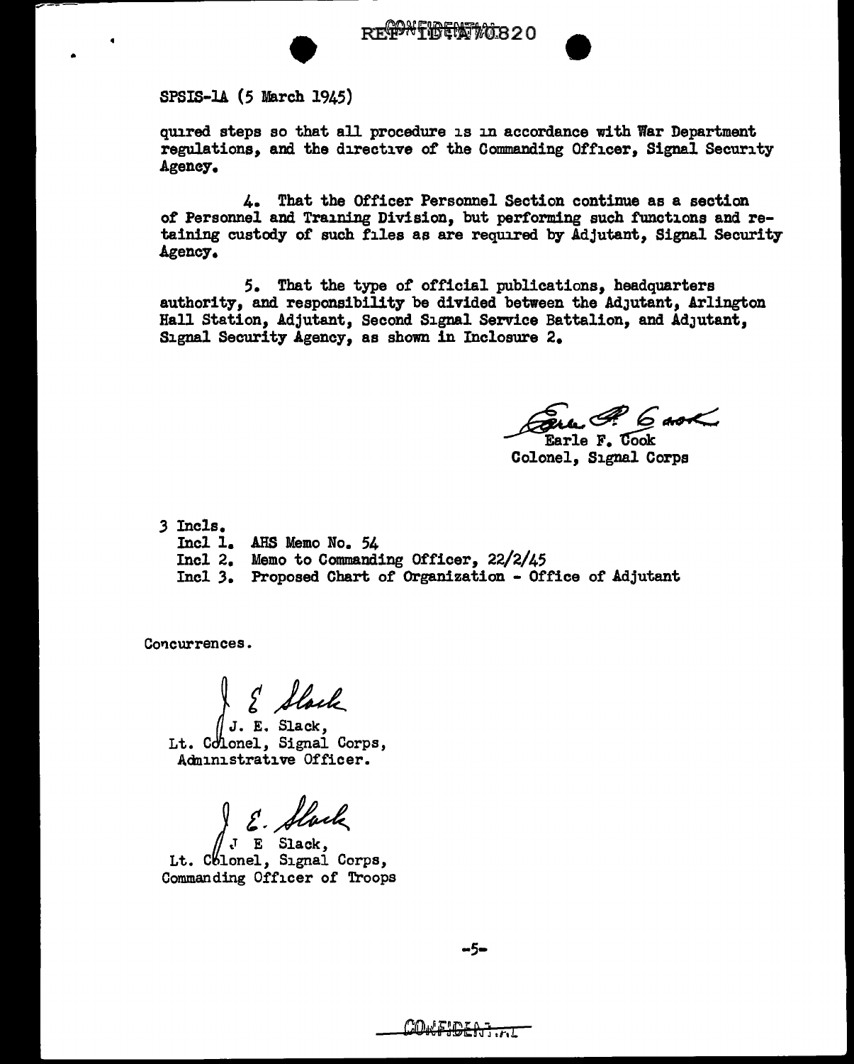SPSIS-1A (5 March 1945)

quired steps so that all procedure is in accordance with War Department regulations, and the directive of the Commanding Officer, Signal Security Agency.

4. That the Officer Personnel Section continue as a section of Personnel and Training Division, but performing such functions and retaining custody of such files as are required by Adjutant, Signal Security Agency.

5. That the type of official publications, headquarters authority, and responsibility be divided between the Adjutant, Arlington Hall Station, Adjutant, Second Signal Service Battalion, and Adjutant, Signal Security Agency, as shown in Inclosure 2.

Earle F. Cook
Colonel, Signal Corps

3 Incls.
Incl 1. AHS Memo No. 54
Incl 2. Memo to Commanding Officer, 22/2/45
Incl 3. Proposed Chart of Organization - Office of Adjutant

Concurrences.

J. E. Slack,
Lt. Colonel, Signal Corps,
Administrative Officer.

J E Slack,
Lt. Colonel, Signal Corps,
Commanding Officer of Troops

CONFIDENTIAL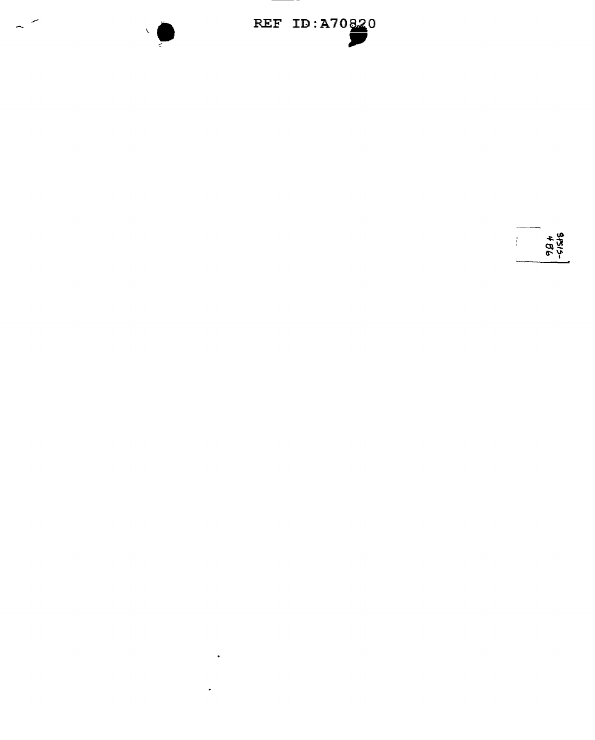9RS15-
4B6